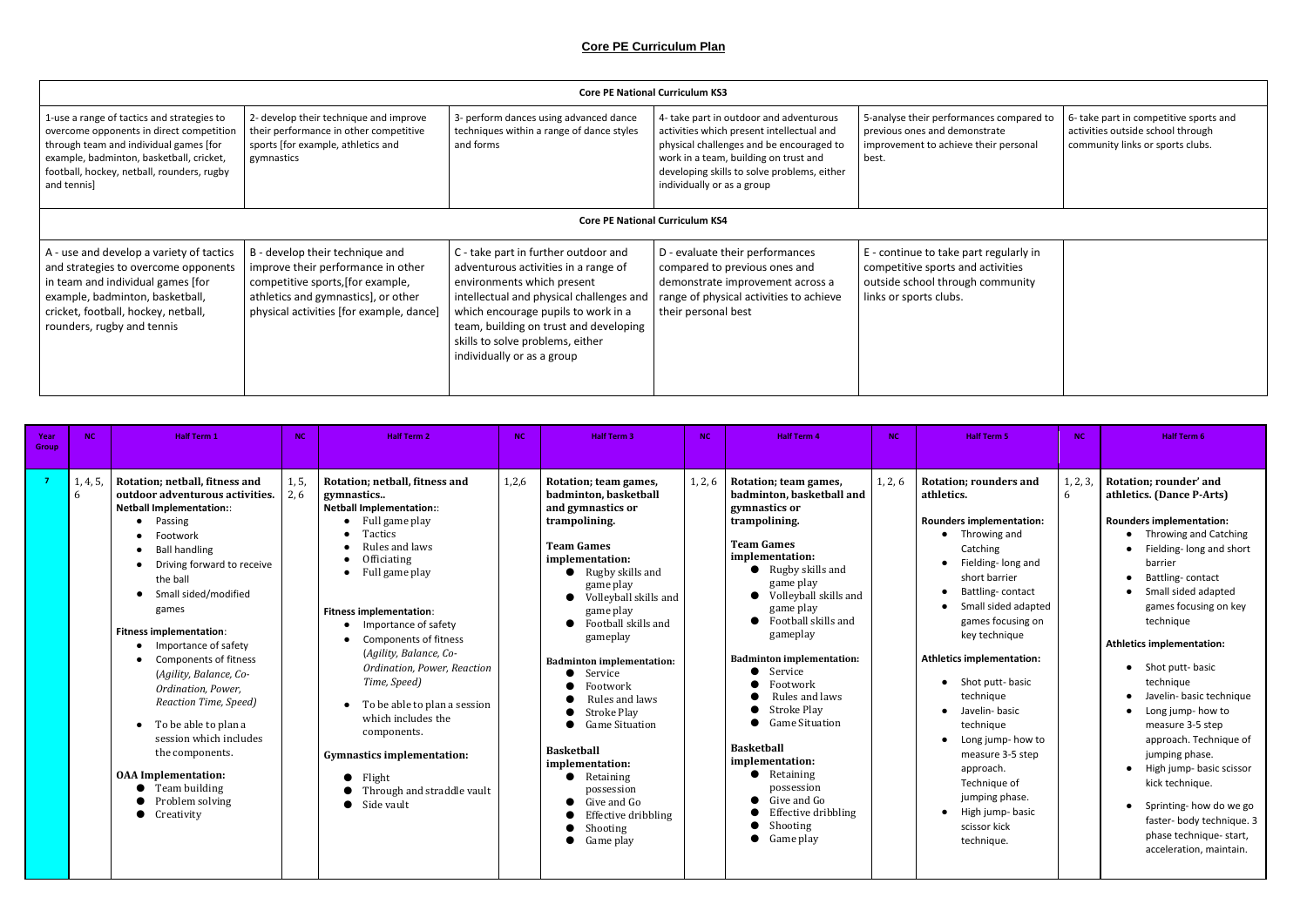# Core PE Curriculum Plan

| Core PE National Curriculum KS3 | | | | | |
|---|---|---|---|---|---|
| 1-use a range of tactics and strategies to overcome opponents in direct competition through team and individual games [for example, badminton, basketball, cricket, football, hockey, netball, rounders, rugby and tennis] | 2- develop their technique and improve their performance in other competitive sports [for example, athletics and gymnastics | 3- perform dances using advanced dance techniques within a range of dance styles and forms | 4- take part in outdoor and adventurous activities which present intellectual and physical challenges and be encouraged to work in a team, building on trust and developing skills to solve problems, either individually or as a group | 5-analyse their performances compared to previous ones and demonstrate improvement to achieve their personal best. | 6- take part in competitive sports and activities outside school through community links or sports clubs. |
| **Core PE National Curriculum KS4** | | | | | |
| A - use and develop a variety of tactics and strategies to overcome opponents in team and individual games [for example, badminton, basketball, cricket, football, hockey, netball, rounders, rugby and tennis | B - develop their technique and improve their performance in other competitive sports,[for example, athletics and gymnastics], or other physical activities [for example, dance] | C - take part in further outdoor and adventurous activities in a range of environments which present intellectual and physical challenges and which encourage pupils to work in a team, building on trust and developing skills to solve problems, either individually or as a group | D - evaluate their performances compared to previous ones and demonstrate improvement across a range of physical activities to achieve their personal best | E - continue to take part regularly in competitive sports and activities outside school through community links or sports clubs. | |

| Year Group | NC | Half Term 1 | NC | Half Term 2 | NC | Half Term 3 | NC | Half Term 4 | NC | Half Term 5 | NC | Half Term 6 |
|---|---|---|---|---|---|---|---|---|---|---|---|---|
| 7 | 1, 4, 5, 6 | **Rotation; netball, fitness and outdoor adventurous activities.**<br>**Netball Implementation:**:<br>• Passing<br>• Footwork<br>• Ball handling<br>• Driving forward to receive the ball<br>• Small sided/modified games<br><br>**Fitness implementation**:<br>• Importance of safety<br>• Components of fitness (*Agility, Balance, Co-Ordination, Power, Reaction Time, Speed)*<br>• To be able to plan a session which includes the components.<br><br>**OAA Implementation:**<br>• Team building<br>• Problem solving<br>• Creativity | 1, 5, 2, 6 | **Rotation; netball, fitness and gymnastics..**<br>**Netball Implementation:**:<br>• Full game play<br>• Tactics<br>• Rules and laws<br>• Officiating<br>• Full game play<br><br>**Fitness implementation**:<br>• Importance of safety<br>• Components of fitness (*Agility, Balance, Co-Ordination, Power, Reaction Time, Speed)*<br>• To be able to plan a session which includes the components.<br><br>**Gymnastics implementation:**<br>• Flight<br>• Through and straddle vault<br>• Side vault | 1,2,6 | **Rotation; team games, badminton, basketball and gymnastics or trampolining.**<br><br>**Team Games implementation:**<br>• Rugby skills and game play<br>• Volleyball skills and game play<br>• Football skills and gameplay<br><br>**Badminton implementation:**<br>• Service<br>• Footwork<br>• Rules and laws<br>• Stroke Play<br>• Game Situation<br><br>**Basketball implementation:**<br>• Retaining possession<br>• Give and Go<br>• Effective dribbling<br>• Shooting<br>• Game play | 1, 2, 6 | **Rotation; team games, badminton, basketball and gymnastics or trampolining.**<br><br>**Team Games implementation:**<br>• Rugby skills and game play<br>• Volleyball skills and game play<br>• Football skills and gameplay<br><br>**Badminton implementation:**<br>• Service<br>• Footwork<br>• Rules and laws<br>• Stroke Play<br>• Game Situation<br><br>**Basketball implementation:**<br>• Retaining possession<br>• Give and Go<br>• Effective dribbling<br>• Shooting<br>• Game play | 1, 2, 6 | **Rotation; rounders and athletics.**<br><br>**Rounders implementation:**<br>• Throwing and Catching<br>• Fielding- long and short barrier<br>• Battling- contact<br>• Small sided adapted games focusing on key technique<br><br>**Athletics implementation:**<br>• Shot putt- basic technique<br>• Javelin- basic technique<br>• Long jump- how to measure 3-5 step approach. Technique of jumping phase.<br>• High jump- basic scissor kick technique. | 1, 2, 3, 6 | **Rotation; rounder' and athletics. (Dance P-Arts)**<br><br>**Rounders implementation:**<br>• Throwing and Catching<br>• Fielding- long and short barrier<br>• Battling- contact<br>• Small sided adapted games focusing on key technique<br><br>**Athletics implementation:**<br>• Shot putt- basic technique<br>• Javelin- basic technique<br>• Long jump- how to measure 3-5 step approach. Technique of jumping phase.<br>• High jump- basic scissor kick technique.<br>• Sprinting- how do we go faster- body technique. 3 phase technique- start, acceleration, maintain. |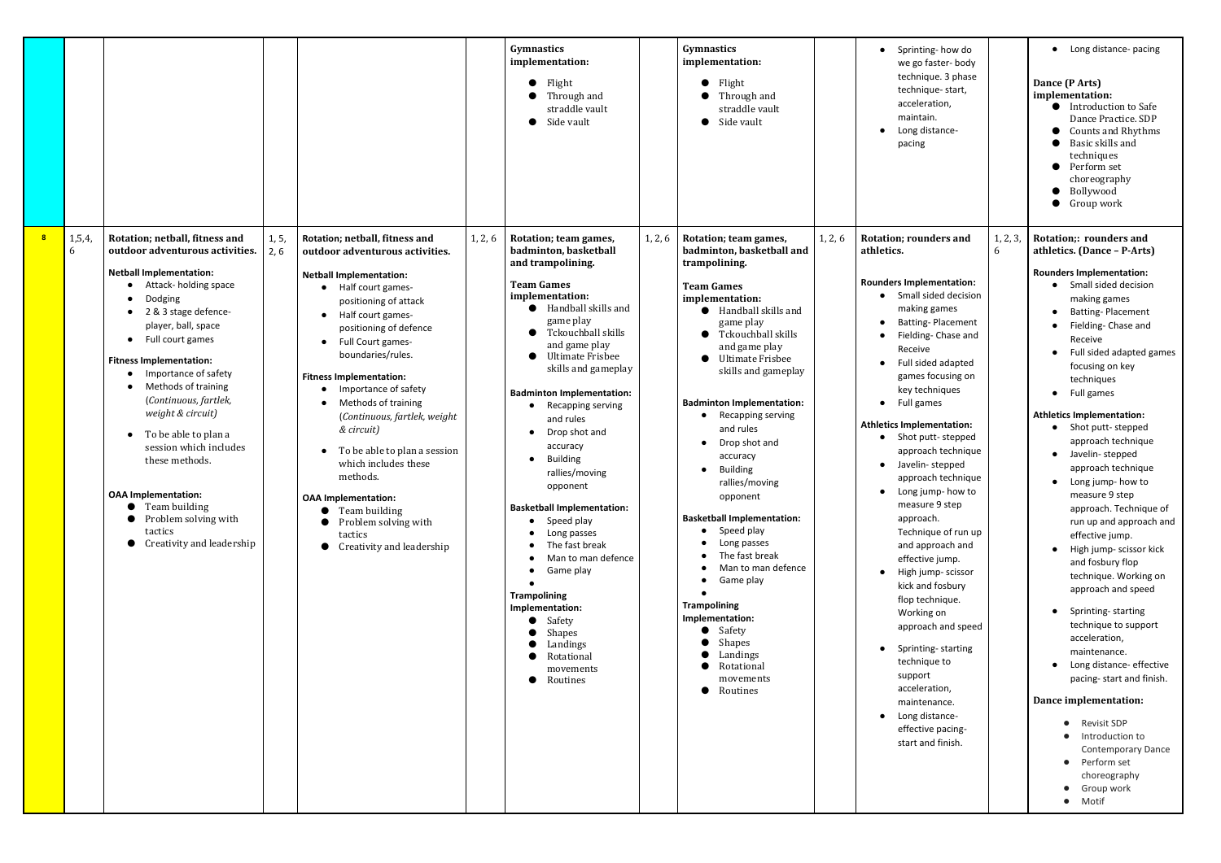|  |  |  |  |  |  |  |  |  |  |  |  |
|---|---|---|---|---|---|---|---|---|---|---|---|
|  |  |  |  |  |  | **Gymnastics implementation:**<br>● Flight<br>● Through and straddle vault<br>● Side vault |  | **Gymnastics implementation:**<br>● Flight<br>● Through and straddle vault<br>● Side vault |  | ● Sprinting- how do we go faster- body technique. 3 phase technique- start, acceleration, maintain.<br>● Long distance- pacing |  | ● Long distance- pacing<br><br>**Dance (P Arts) implementation:**<br>● Introduction to Safe Dance Practice. SDP<br>● Counts and Rhythms<br>● Basic skills and techniques<br>● Perform set choreography<br>● Bollywood<br>● Group work |
| 8 | 1,5,4, 6 | **Rotation; netball, fitness and outdoor adventurous activities.**<br><br>**Netball Implementation:**<br>● Attack- holding space<br>● Dodging<br>● 2 & 3 stage defence- player, ball, space<br>● Full court games<br><br>**Fitness Implementation:**<br>● Importance of safety<br>● Methods of training (*Continuous, fartlek, weight & circuit)*<br>● To be able to plan a session which includes these methods.<br><br>**OAA Implementation:**<br>● Team building<br>● Problem solving with tactics<br>● Creativity and leadership | 1, 5, 2, 6 | **Rotation; netball, fitness and outdoor adventurous activities.**<br><br>**Netball Implementation:**<br>● Half court games- positioning of attack<br>● Half court games- positioning of defence<br>● Full Court games- boundaries/rules.<br><br>**Fitness Implementation:**<br>● Importance of safety<br>● Methods of training (*Continuous, fartlek, weight & circuit)*<br>● To be able to plan a session which includes these methods.<br><br>**OAA Implementation:**<br>● Team building<br>● Problem solving with tactics<br>● Creativity and leadership | 1, 2, 6 | **Rotation; team games, badminton, basketball and trampolining.**<br><br>**Team Games implementation:**<br>● Handball skills and game play<br>● Tckouchball skills and game play<br>● Ultimate Frisbee skills and gameplay<br><br>**Badminton Implementation:**<br>● Recapping serving and rules<br>● Drop shot and accuracy<br>● Building rallies/moving opponent<br><br>**Basketball Implementation:**<br>● Speed play<br>● Long passes<br>● The fast break<br>● Man to man defence<br>● Game play<br>●<br><br>**Trampolining Implementation:**<br>● Safety<br>● Shapes<br>● Landings<br>● Rotational movements<br>● Routines | 1, 2, 6 | **Rotation; team games, badminton, basketball and trampolining.**<br><br>**Team Games implementation:**<br>● Handball skills and game play<br>● Tckouchball skills and game play<br>● Ultimate Frisbee skills and gameplay<br><br>**Badminton Implementation:**<br>● Recapping serving and rules<br>● Drop shot and accuracy<br>● Building rallies/moving opponent<br><br>**Basketball Implementation:**<br>● Speed play<br>● Long passes<br>● The fast break<br>● Man to man defence<br>● Game play<br>●<br><br>**Trampolining Implementation:**<br>● Safety<br>● Shapes<br>● Landings<br>● Rotational movements<br>● Routines | 1, 2, 6 | **Rotation; rounders and athletics.**<br><br>**Rounders Implementation:**<br>● Small sided decision making games<br>● Batting- Placement<br>● Fielding- Chase and Receive<br>● Full sided adapted games focusing on key techniques<br>● Full games<br><br>**Athletics Implementation:**<br>● Shot putt- stepped approach technique<br>● Javelin- stepped approach technique<br>● Long jump- how to measure 9 step approach. Technique of run up and approach and effective jump.<br>● High jump- scissor kick and fosbury flop technique. Working on approach and speed<br>● Sprinting- starting technique to support acceleration, maintenance.<br>● Long distance- effective pacing- start and finish. | 1, 2, 3, 6 | **Rotation;: rounders and athletics. (Dance – P-Arts)**<br><br>**Rounders Implementation:**<br>● Small sided decision making games<br>● Batting- Placement<br>● Fielding- Chase and Receive<br>● Full sided adapted games focusing on key techniques<br>● Full games<br><br>**Athletics Implementation:**<br>● Shot putt- stepped approach technique<br>● Javelin- stepped approach technique<br>● Long jump- how to measure 9 step approach. Technique of run up and approach and effective jump.<br>● High jump- scissor kick and fosbury flop technique. Working on approach and speed<br>● Sprinting- starting technique to support acceleration, maintenance.<br>● Long distance- effective pacing- start and finish.<br><br>**Dance implementation:**<br>● Revisit SDP<br>● Introduction to Contemporary Dance<br>● Perform set choreography<br>● Group work<br>● Motif |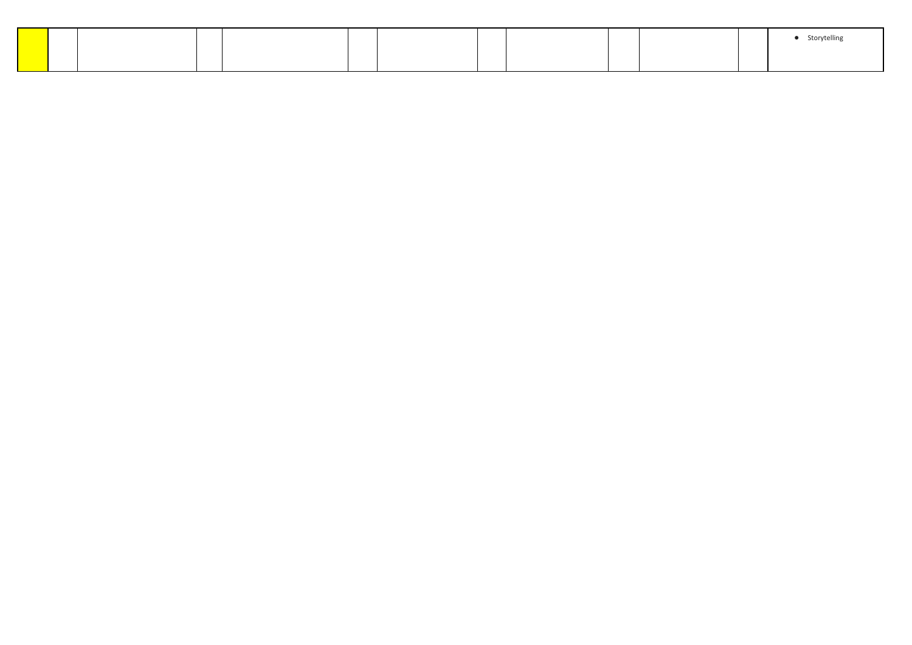| | | | | | | | | | | | |
|---|---|---|---|---|---|---|---|---|---|---|---|
| | | | | | | | | | | | • Storytelling |